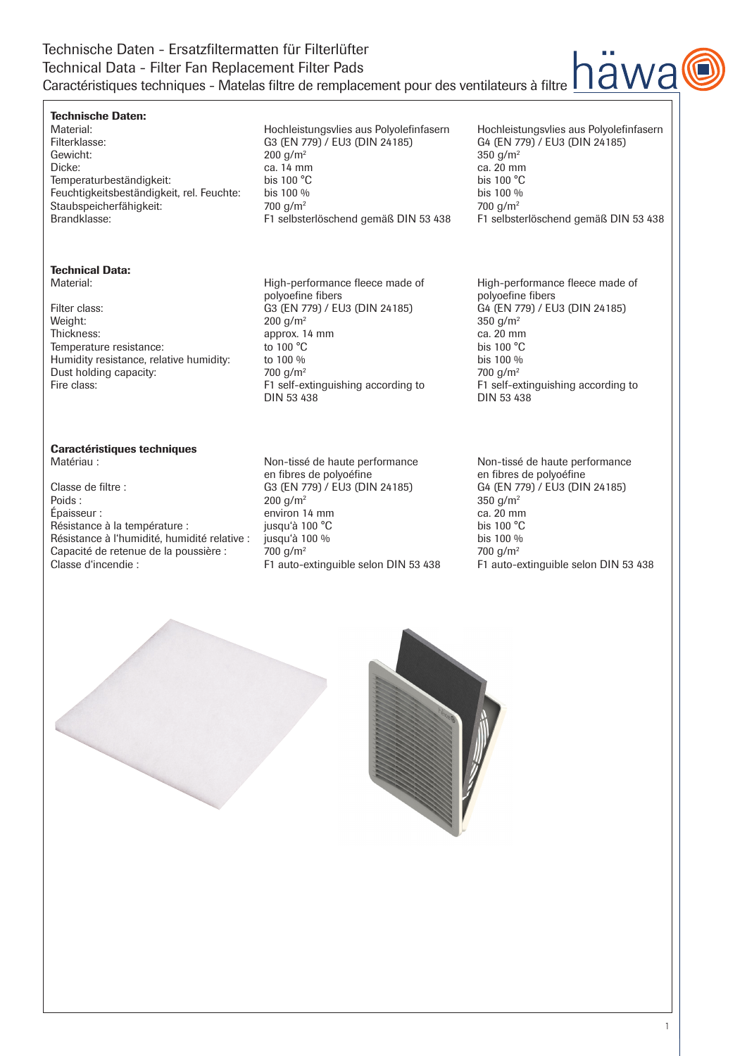# Technische Daten - Ersatzfiltermatten für Filterlüfter
# Technical Data - Filter Fan Replacement Filter Pads
# Caractéristiques techniques - Matelas filtre de remplacement pour des ventilateurs à filtre

**Technische Daten:**

| | | |
|---|---|---|
| Material: | Hochleistungsvlies aus Polyolefinfasern | Hochleistungsvlies aus Polyolefinfasern |
| Filterklasse: | G3 (EN 779) / EU3 (DIN 24185) | G4 (EN 779) / EU3 (DIN 24185) |
| Gewicht: | 200 g/m² | 350 g/m² |
| Dicke: | ca. 14 mm | ca. 20 mm |
| Temperaturbeständigkeit: | bis 100 °C | bis 100 °C |
| Feuchtigkeitsbeständigkeit, rel. Feuchte: | bis 100 % | bis 100 % |
| Staubspeicherfähigkeit: | 700 g/m² | 700 g/m² |
| Brandklasse: | F1 selbsterlöschend gemäß DIN 53 438 | F1 selbsterlöschend gemäß DIN 53 438 |

**Technical Data:**

| | | |
|---|---|---|
| Material: | High-performance fleece made of polyoefine fibers | High-performance fleece made of polyoefine fibers |
| Filter class: | G3 (EN 779) / EU3 (DIN 24185) | G4 (EN 779) / EU3 (DIN 24185) |
| Weight: | 200 g/m² | 350 g/m² |
| Thickness: | approx. 14 mm | ca. 20 mm |
| Temperature resistance: | to 100 °C | bis 100 °C |
| Humidity resistance, relative humidity: | to 100 % | bis 100 % |
| Dust holding capacity: | 700 g/m² | 700 g/m² |
| Fire class: | F1 self-extinguishing according to DIN 53 438 | F1 self-extinguishing according to DIN 53 438 |

**Caractéristiques techniques**

| | | |
|---|---|---|
| Matériau : | Non-tissé de haute performance en fibres de polyoéfine | Non-tissé de haute performance en fibres de polyoéfine |
| Classe de filtre : | G3 (EN 779) / EU3 (DIN 24185) | G4 (EN 779) / EU3 (DIN 24185) |
| Poids : | 200 g/m² | 350 g/m² |
| Épaisseur : | environ 14 mm | ca. 20 mm |
| Résistance à la température : | jusqu'à 100 °C | bis 100 °C |
| Résistance à l'humidité, humidité relative : | jusqu'à 100 % | bis 100 % |
| Capacité de retenue de la poussière : | 700 g/m² | 700 g/m² |
| Classe d'incendie : | F1 auto-extinguible selon DIN 53 438 | F1 auto-extinguible selon DIN 53 438 |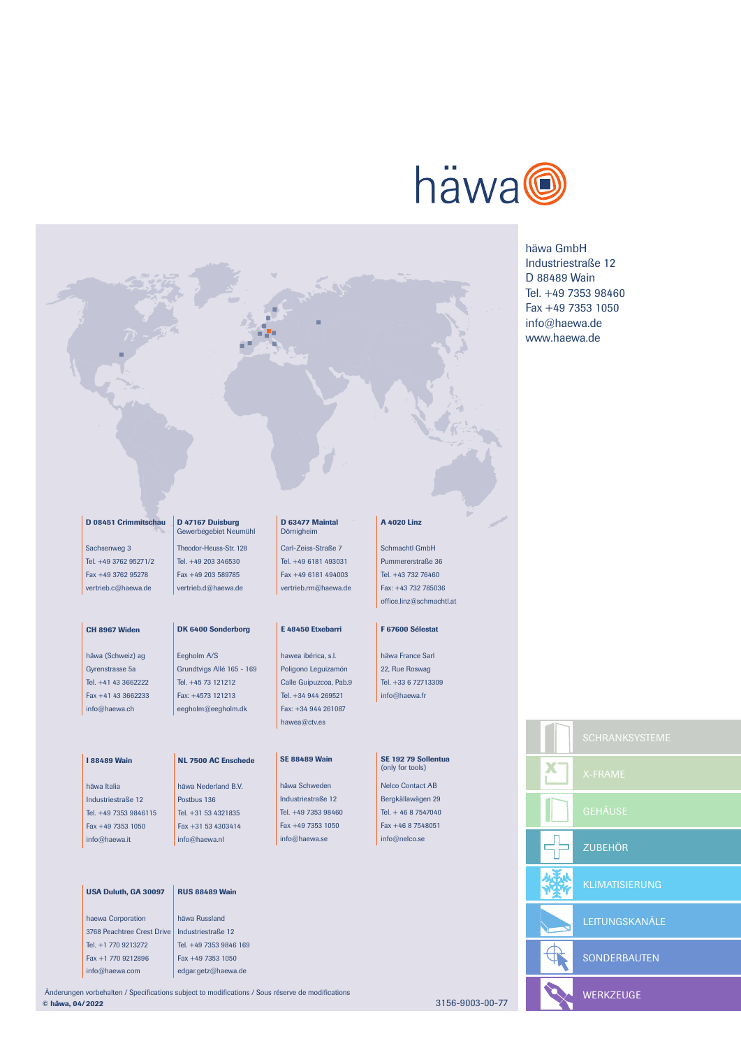häwa

häwa GmbH
Industriestraße 12
D 88489 Wain
Tel. +49 7353 98460
Fax +49 7353 1050
info@haewa.de
www.haewa.de

**D 08451 Crimmitschau**
Sachsenweg 3
Tel. +49 3762 95271/2
Fax +49 3762 95278
vertrieb.c@haewa.de

**D 47167 Duisburg**
Gewerbegebiet Neumühl
Theodor-Heuss-Str. 128
Tel. +49 203 346530
Fax +49 203 589785
vertrieb.d@haewa.de

**D 63477 Maintal**
Dörnigheim
Carl-Zeiss-Straße 7
Tel. +49 6181 493031
Fax +49 6181 494003
vertrieb.rm@haewa.de

**A 4020 Linz**
Schmachtl GmbH
Pummererstraße 36
Tel. +43 732 76460
Fax: +43 732 785036
office.linz@schmachtl.at

**CH 8967 Widen**
häwa (Schweiz) ag
Gyrenstrasse 5a
Tel. +41 43 3662222
Fax +41 43 3662233
info@haewa.ch

**DK 6400 Sonderborg**
Eegholm A/S
Grundtvigs Allé 165 - 169
Tel. +45 73 121212
Fax: +4573 121213
eegholm@eegholm.dk

**E 48450 Etxebarri**
hawea ibérica, s.l.
Poligono Leguizamón
Calle Guipuzcoa, Pab.9
Tel. +34 944 269521
Fax: +34 944 261087
hawea@ctv.es

**F 67600 Sélestat**
häwa France Sarl
22, Rue Roswag
Tel. +33 6 72713309
info@haewa.fr

**I 88489 Wain**
häwa Italia
Industriestraße 12
Tel. +49 7353 9846115
Fax +49 7353 1050
info@haewa.it

**NL 7500 AC Enschede**
häwa Nederland B.V.
Postbus 136
Tel. +31 53 4321835
Fax +31 53 4303414
info@haewa.nl

**SE 88489 Wain**
häwa Schweden
Industriestraße 12
Tel. +49 7353 98460
Fax +49 7353 1050
info@haewa.se

**SE 192 79 Sollentua**
(only for tools)
Nelco Contact AB
Bergkällawägen 29
Tel. + 46 8 7547040
Fax +46 8 7548051
info@nelco.se

**USA Duluth, GA 30097**
haewa Corporation
3768 Peachtree Crest Drive
Tel. +1 770 9213272
Fax +1 770 9212896
info@haewa.com

**RUS 88489 Wain**
häwa Russland
Industriestraße 12
Tel. +49 7353 9846 169
Fax +49 7353 1050
edgar.getz@haewa.de

SCHRANKSYSTEME
X-FRAME
GEHÄUSE
ZUBEHÖR
KLIMATISIERUNG
LEITUNGSKANÄLE
SONDERBAUTEN
WERKZEUGE

Änderungen vorbehalten / Specifications subject to modifications / Sous réserve de modifications
**© häwa, 04/2022**

3156-9003-00-77